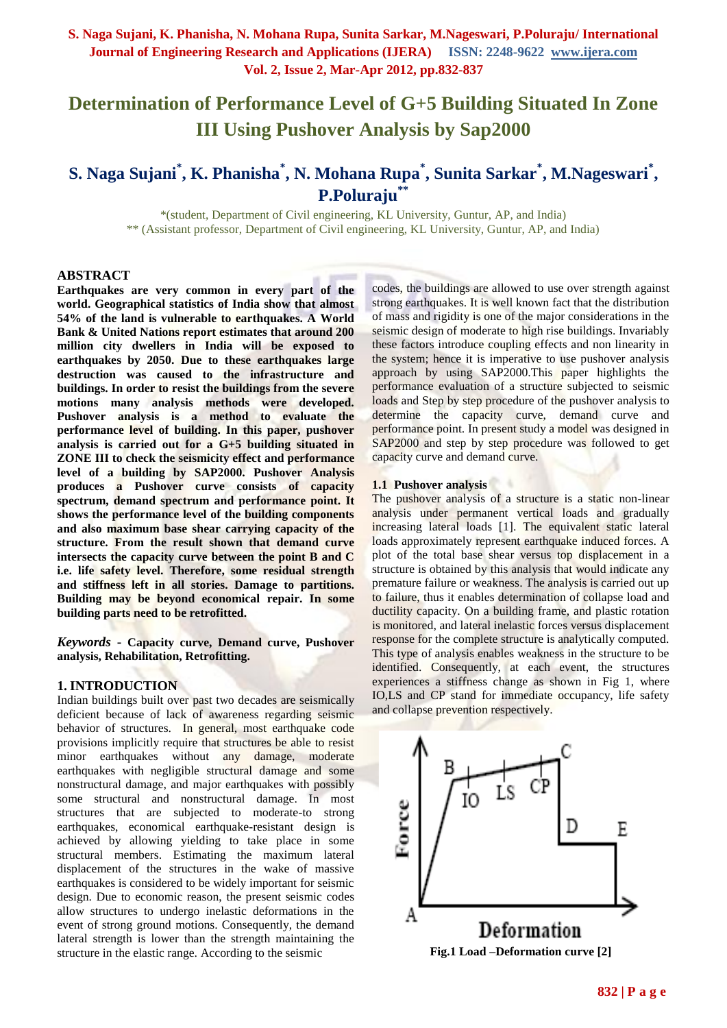# Determination of Performance Level of G+5 Building Situated In Zone III Using Pushover Analysis by Sap2000

## S. Naga Sujani*, K. Phanisha*, N. Mohana Rupa*, Sunita Sarkar*, M.Nageswari*, P.Poluraju**

*(student, Department of Civil engineering, KL University, Guntur, AP, and India)
** (Assistant professor, Department of Civil engineering, KL University, Guntur, AP, and India)

## ABSTRACT

**Earthquakes are very common in every part of the world. Geographical statistics of India show that almost 54% of the land is vulnerable to earthquakes. A World Bank & United Nations report estimates that around 200 million city dwellers in India will be exposed to earthquakes by 2050. Due to these earthquakes large destruction was caused to the infrastructure and buildings. In order to resist the buildings from the severe motions many analysis methods were developed. Pushover analysis is a method to evaluate the performance level of building. In this paper, pushover analysis is carried out for a G+5 building situated in ZONE III to check the seismicity effect and performance level of a building by SAP2000. Pushover Analysis produces a Pushover curve consists of capacity spectrum, demand spectrum and performance point. It shows the performance level of the building components and also maximum base shear carrying capacity of the structure. From the result shown that demand curve intersects the capacity curve between the point B and C i.e. life safety level. Therefore, some residual strength and stiffness left in all stories. Damage to partitions. Building may be beyond economical repair. In some building parts need to be retrofitted.**

***Keywords*** **- Capacity curve, Demand curve, Pushover analysis, Rehabilitation, Retrofitting.**

## 1. INTRODUCTION

Indian buildings built over past two decades are seismically deficient because of lack of awareness regarding seismic behavior of structures. In general, most earthquake code provisions implicitly require that structures be able to resist minor earthquakes without any damage, moderate earthquakes with negligible structural damage and some nonstructural damage, and major earthquakes with possibly some structural and nonstructural damage. In most structures that are subjected to moderate-to strong earthquakes, economical earthquake-resistant design is achieved by allowing yielding to take place in some structural members. Estimating the maximum lateral displacement of the structures in the wake of massive earthquakes is considered to be widely important for seismic design. Due to economic reason, the present seismic codes allow structures to undergo inelastic deformations in the event of strong ground motions. Consequently, the demand lateral strength is lower than the strength maintaining the structure in the elastic range. According to the seismic codes, the buildings are allowed to use over strength against strong earthquakes. It is well known fact that the distribution of mass and rigidity is one of the major considerations in the seismic design of moderate to high rise buildings. Invariably these factors introduce coupling effects and non linearity in the system; hence it is imperative to use pushover analysis approach by using SAP2000.This paper highlights the performance evaluation of a structure subjected to seismic loads and Step by step procedure of the pushover analysis to determine the capacity curve, demand curve and performance point. In present study a model was designed in SAP2000 and step by step procedure was followed to get capacity curve and demand curve.

### 1.1 Pushover analysis

The pushover analysis of a structure is a static non-linear analysis under permanent vertical loads and gradually increasing lateral loads [1]. The equivalent static lateral loads approximately represent earthquake induced forces. A plot of the total base shear versus top displacement in a structure is obtained by this analysis that would indicate any premature failure or weakness. The analysis is carried out up to failure, thus it enables determination of collapse load and ductility capacity. On a building frame, and plastic rotation is monitored, and lateral inelastic forces versus displacement response for the complete structure is analytically computed. This type of analysis enables weakness in the structure to be identified. Consequently, at each event, the structures experiences a stiffness change as shown in Fig 1, where IO,LS and CP stand for immediate occupancy, life safety and collapse prevention respectively.

**Fig.1 Load –Deformation curve [2]**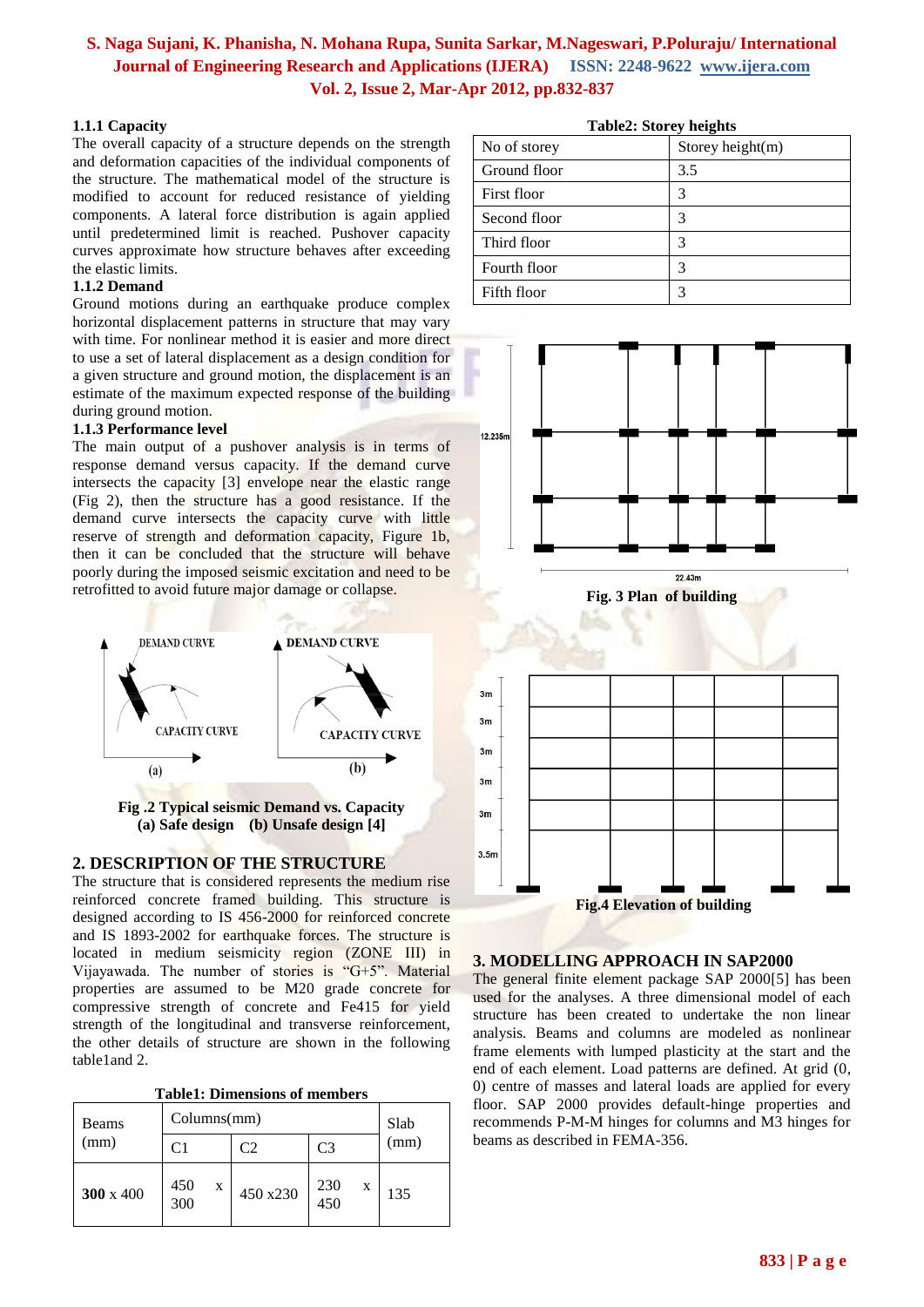### 1.1.1 Capacity

The overall capacity of a structure depends on the strength and deformation capacities of the individual components of the structure. The mathematical model of the structure is modified to account for reduced resistance of yielding components. A lateral force distribution is again applied until predetermined limit is reached. Pushover capacity curves approximate how structure behaves after exceeding the elastic limits.

### 1.1.2 Demand

Ground motions during an earthquake produce complex horizontal displacement patterns in structure that may vary with time. For nonlinear method it is easier and more direct to use a set of lateral displacement as a design condition for a given structure and ground motion, the displacement is an estimate of the maximum expected response of the building during ground motion.

### 1.1.3 Performance level

The main output of a pushover analysis is in terms of response demand versus capacity. If the demand curve intersects the capacity [3] envelope near the elastic range (Fig 2), then the structure has a good resistance. If the demand curve intersects the capacity curve with little reserve of strength and deformation capacity, Figure 1b, then it can be concluded that the structure will behave poorly during the imposed seismic excitation and need to be retrofitted to avoid future major damage or collapse.

**Fig .2 Typical seismic Demand vs. Capacity (a) Safe design (b) Unsafe design [4]**

## 2. DESCRIPTION OF THE STRUCTURE

The structure that is considered represents the medium rise reinforced concrete framed building. This structure is designed according to IS 456-2000 for reinforced concrete and IS 1893-2002 for earthquake forces. The structure is located in medium seismicity region (ZONE III) in Vijayawada. The number of stories is "G+5". Material properties are assumed to be M20 grade concrete for compressive strength of concrete and Fe415 for yield strength of the longitudinal and transverse reinforcement, the other details of structure are shown in the following table1and 2.

**Table1: Dimensions of members**

| Beams (mm) | Columns(mm) | | | Slab (mm) |
|---|---|---|---|---|
| | C1 | C2 | C3 | |
| **300** x 400 | 450 x 300 | 450 x230 | 230 x 450 | 135 |

**Table2: Storey heights**

| No of storey | Storey height(m) |
|---|---|
| Ground floor | 3.5 |
| First floor | 3 |
| Second floor | 3 |
| Third floor | 3 |
| Fourth floor | 3 |
| Fifth floor | 3 |

**Fig. 3 Plan of building**

**Fig.4 Elevation of building**

## 3. MODELLING APPROACH IN SAP2000

The general finite element package SAP 2000[5] has been used for the analyses. A three dimensional model of each structure has been created to undertake the non linear analysis. Beams and columns are modeled as nonlinear frame elements with lumped plasticity at the start and the end of each element. Load patterns are defined. At grid (0, 0) centre of masses and lateral loads are applied for every floor. SAP 2000 provides default-hinge properties and recommends P-M-M hinges for columns and M3 hinges for beams as described in FEMA-356.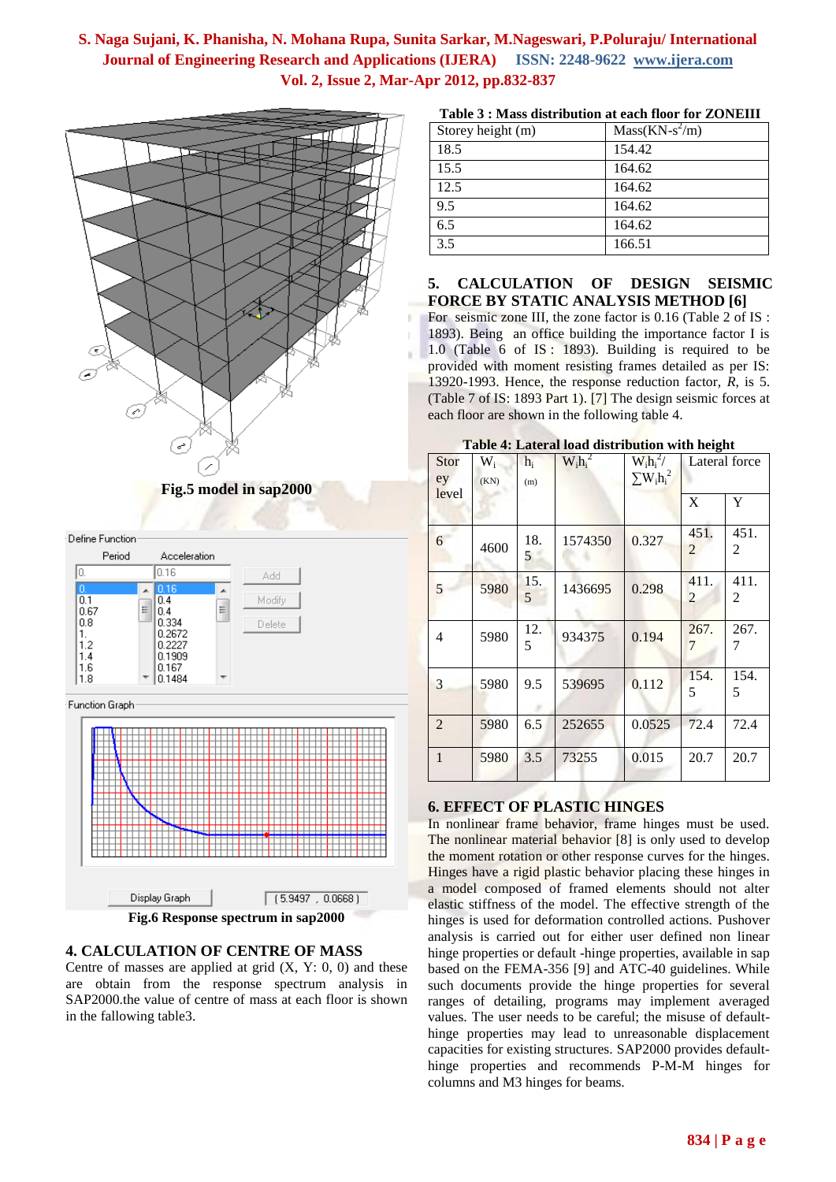Fig.5 model in sap2000

Define Function

| Period | Acceleration |
|---|---|
| 0. | 0.16 |
| 0.1 | 0.4 |
| 0.67 | 0.4 |
| 0.8 | 0.334 |
| 1. | 0.2672 |
| 1.2 | 0.2227 |
| 1.4 | 0.1909 |
| 1.6 | 0.167 |
| 1.8 | 0.1484 |

Function Graph

Display Graph ( 5.9497 , 0.0668 )

Fig.6 Response spectrum in sap2000

## 4. CALCULATION OF CENTRE OF MASS

Centre of masses are applied at grid (X, Y: 0, 0) and these are obtain from the response spectrum analysis in SAP2000.the value of centre of mass at each floor is shown in the fallowing table3.

**Table 3 : Mass distribution at each floor for ZONEIII**

| Storey height (m) | Mass(KN-$s^2$/m) |
|---|---|
| 18.5 | 154.42 |
| 15.5 | 164.62 |
| 12.5 | 164.62 |
| 9.5 | 164.62 |
| 6.5 | 164.62 |
| 3.5 | 166.51 |

## 5. CALCULATION OF DESIGN SEISMIC FORCE BY STATIC ANALYSIS METHOD [6]

For seismic zone III, the zone factor is 0.16 (Table 2 of IS : 1893). Being an office building the importance factor I is 1.0 (Table 6 of IS : 1893). Building is required to be provided with moment resisting frames detailed as per IS: 13920-1993. Hence, the response reduction factor, *R*, is 5. (Table 7 of IS: 1893 Part 1). [7] The design seismic forces at each floor are shown in the following table 4.

**Table 4: Lateral load distribution with height**

| Storey level | $W_i$ (KN) | $h_i$ (m) | $W_ih_i^2$ | $W_ih_i^2/\sum W_ih_i^2$ | Lateral force | |
|---|---|---|---|---|---|---|
| | | | | | X | Y |
| 6 | 4600 | 18.5 | 1574350 | 0.327 | 451.2 | 451.2 |
| 5 | 5980 | 15.5 | 1436695 | 0.298 | 411.2 | 411.2 |
| 4 | 5980 | 12.5 | 934375 | 0.194 | 267.7 | 267.7 |
| 3 | 5980 | 9.5 | 539695 | 0.112 | 154.5 | 154.5 |
| 2 | 5980 | 6.5 | 252655 | 0.0525 | 72.4 | 72.4 |
| 1 | 5980 | 3.5 | 73255 | 0.015 | 20.7 | 20.7 |

## 6. EFFECT OF PLASTIC HINGES

In nonlinear frame behavior, frame hinges must be used. The nonlinear material behavior [8] is only used to develop the moment rotation or other response curves for the hinges. Hinges have a rigid plastic behavior placing these hinges in a model composed of framed elements should not alter elastic stiffness of the model. The effective strength of the hinges is used for deformation controlled actions. Pushover analysis is carried out for either user defined non linear hinge properties or default -hinge properties, available in sap based on the FEMA-356 [9] and ATC-40 guidelines. While such documents provide the hinge properties for several ranges of detailing, programs may implement averaged values. The user needs to be careful; the misuse of default-hinge properties may lead to unreasonable displacement capacities for existing structures. SAP2000 provides default-hinge properties and recommends P-M-M hinges for columns and M3 hinges for beams.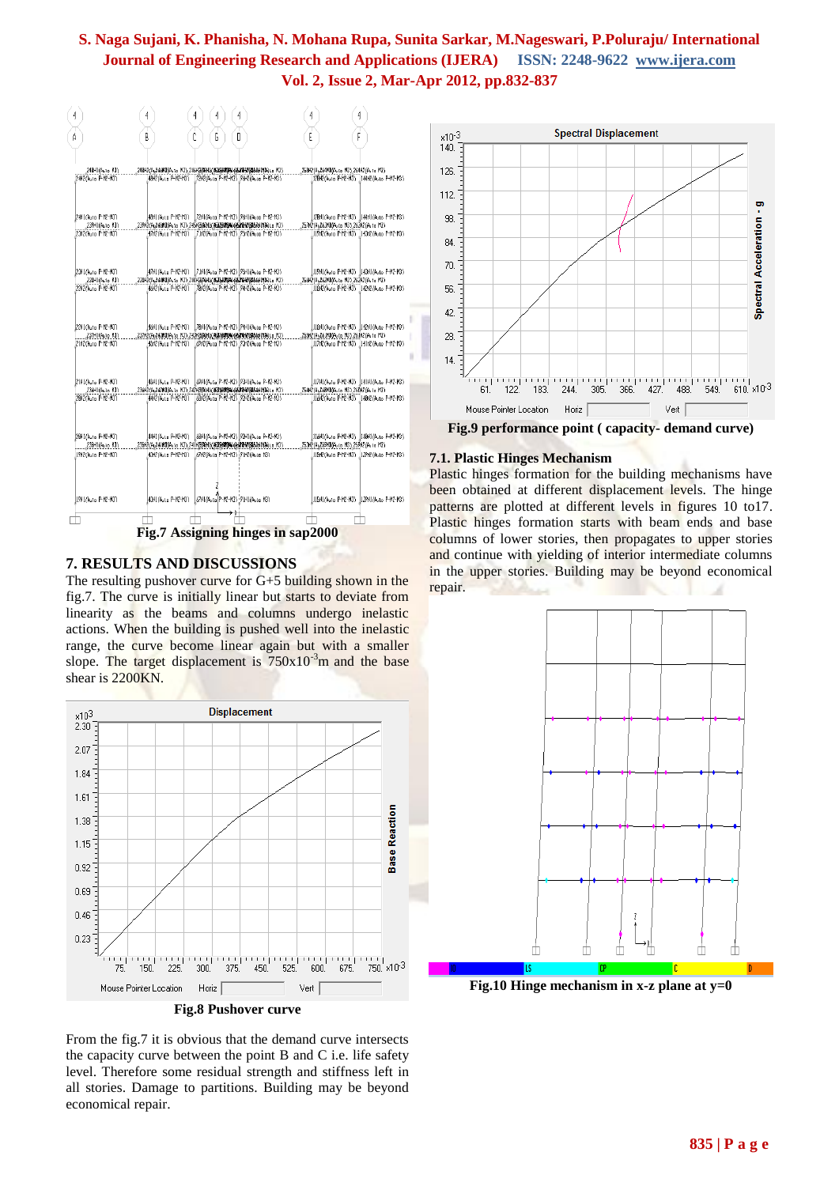Fig.7 Assigning hinges in sap2000

## 7. RESULTS AND DISCUSSIONS

The resulting pushover curve for G+5 building shown in the fig.7. The curve is initially linear but starts to deviate from linearity as the beams and columns undergo inelastic actions. When the building is pushed well into the inelastic range, the curve become linear again but with a smaller slope. The target displacement is $750\text{x}10^{-3}$m and the base shear is 2200KN.

Fig.8 Pushover curve

From the fig.7 it is obvious that the demand curve intersects the capacity curve between the point B and C i.e. life safety level. Therefore some residual strength and stiffness left in all stories. Damage to partitions. Building may be beyond economical repair.

Fig.9 performance point ( capacity- demand curve)

### 7.1. Plastic Hinges Mechanism

Plastic hinges formation for the building mechanisms have been obtained at different displacement levels. The hinge patterns are plotted at different levels in figures 10 to17. Plastic hinges formation starts with beam ends and base columns of lower stories, then propagates to upper stories and continue with yielding of interior intermediate columns in the upper stories. Building may be beyond economical repair.

Fig.10 Hinge mechanism in x-z plane at y=0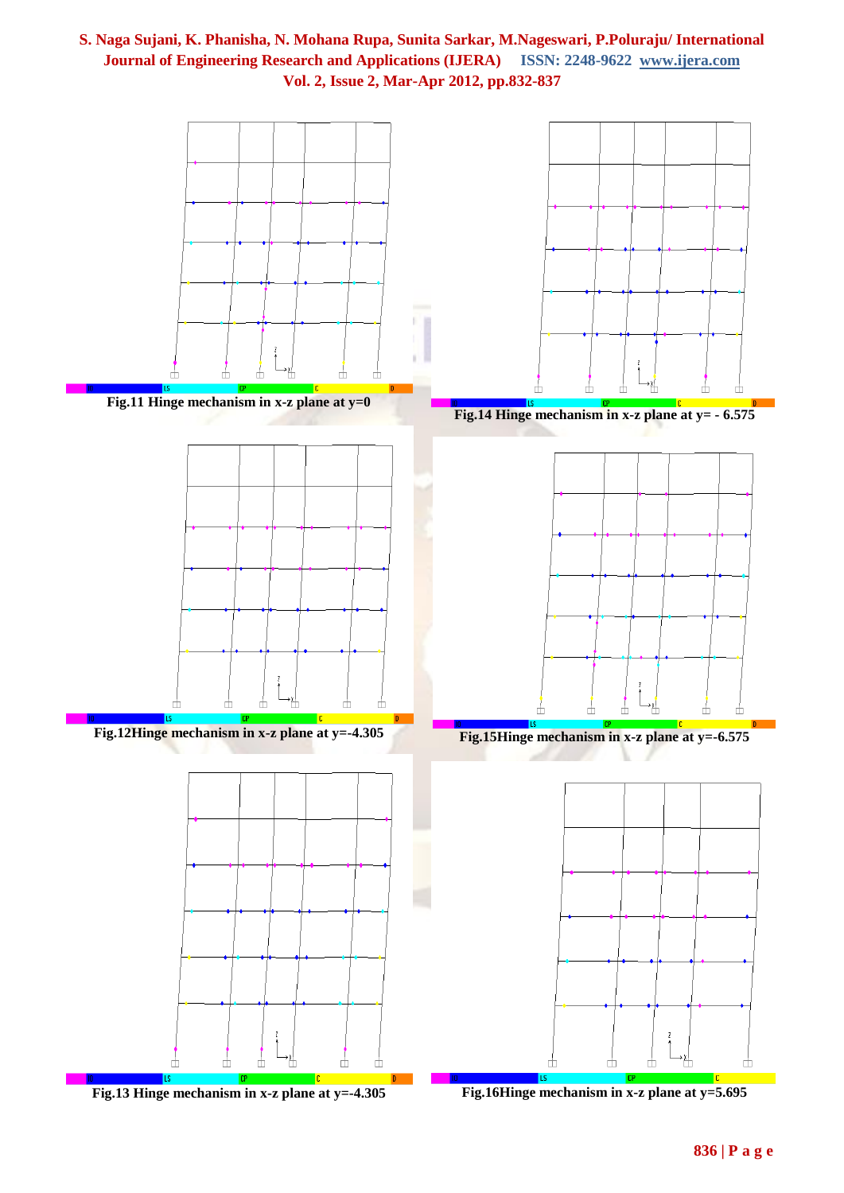Fig.11 Hinge mechanism in x-z plane at y=0

Fig.14 Hinge mechanism in x-z plane at y= - 6.575

Fig.12Hinge mechanism in x-z plane at y=-4.305

Fig.15Hinge mechanism in x-z plane at y=-6.575

Fig.13 Hinge mechanism in x-z plane at y=-4.305

Fig.16Hinge mechanism in x-z plane at y=5.695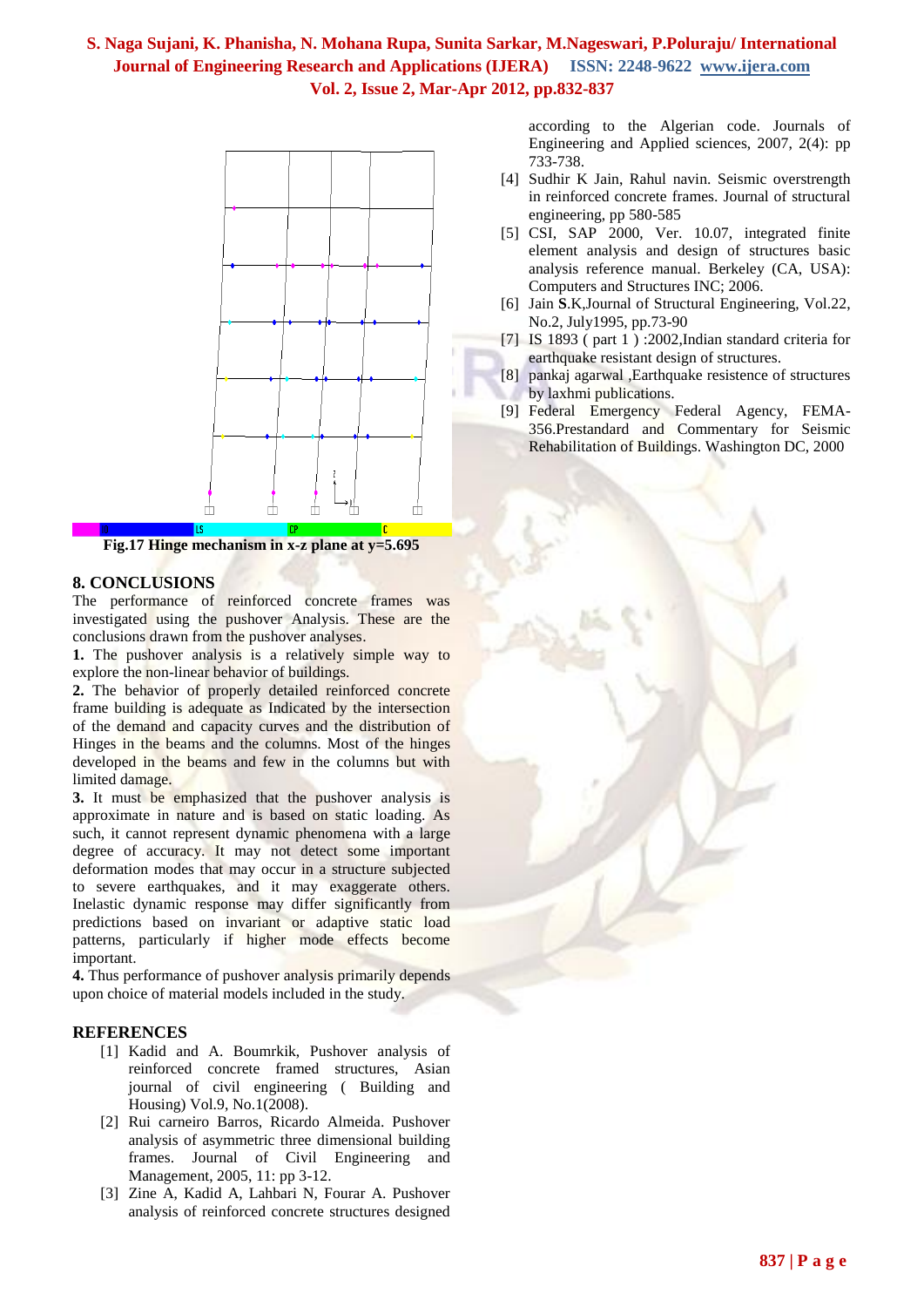IO LS CP C

Fig.17 Hinge mechanism in x-z plane at y=5.695

## 8. CONCLUSIONS

The performance of reinforced concrete frames was investigated using the pushover Analysis. These are the conclusions drawn from the pushover analyses.

**1.** The pushover analysis is a relatively simple way to explore the non-linear behavior of buildings.

**2.** The behavior of properly detailed reinforced concrete frame building is adequate as Indicated by the intersection of the demand and capacity curves and the distribution of Hinges in the beams and the columns. Most of the hinges developed in the beams and few in the columns but with limited damage.

**3.** It must be emphasized that the pushover analysis is approximate in nature and is based on static loading. As such, it cannot represent dynamic phenomena with a large degree of accuracy. It may not detect some important deformation modes that may occur in a structure subjected to severe earthquakes, and it may exaggerate others. Inelastic dynamic response may differ significantly from predictions based on invariant or adaptive static load patterns, particularly if higher mode effects become important.

**4.** Thus performance of pushover analysis primarily depends upon choice of material models included in the study.

## REFERENCES

[1] Kadid and A. Boumrkik, Pushover analysis of reinforced concrete framed structures, Asian journal of civil engineering ( Building and Housing) Vol.9, No.1(2008).

[2] Rui carneiro Barros, Ricardo Almeida. Pushover analysis of asymmetric three dimensional building frames. Journal of Civil Engineering and Management, 2005, 11: pp 3-12.

[3] Zine A, Kadid A, Lahbari N, Fourar A. Pushover analysis of reinforced concrete structures designed according to the Algerian code. Journals of Engineering and Applied sciences, 2007, 2(4): pp 733-738.

[4] Sudhir K Jain, Rahul navin. Seismic overstrength in reinforced concrete frames. Journal of structural engineering, pp 580-585

[5] CSI, SAP 2000, Ver. 10.07, integrated finite element analysis and design of structures basic analysis reference manual. Berkeley (CA, USA): Computers and Structures INC; 2006.

[6] Jain **S**.K,Journal of Structural Engineering, Vol.22, No.2, July1995, pp.73-90

[7] IS 1893 ( part 1 ) :2002,Indian standard criteria for earthquake resistant design of structures.

[8] pankaj agarwal ,Earthquake resistence of structures by laxhmi publications.

[9] Federal Emergency Federal Agency, FEMA-356.Prestandard and Commentary for Seismic Rehabilitation of Buildings. Washington DC, 2000